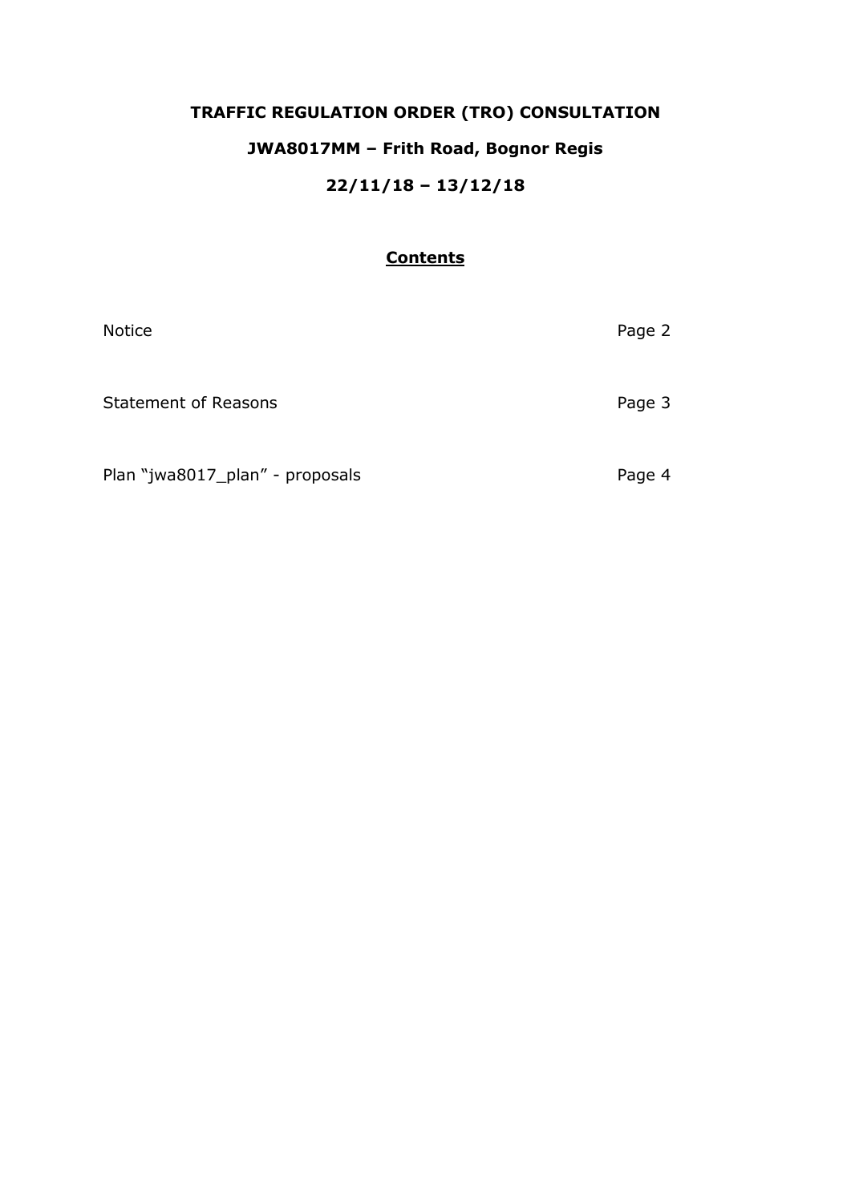# TRAFFIC REGULATION ORDER (TRO) CONSULTATION

## JWA8017MM – Frith Road, Bognor Regis

## 22/11/18 – 13/12/18

### Contents

| | |
|---|---|
| Notice | Page 2 |
| Statement of Reasons | Page 3 |
| Plan "jwa8017_plan" - proposals | Page 4 |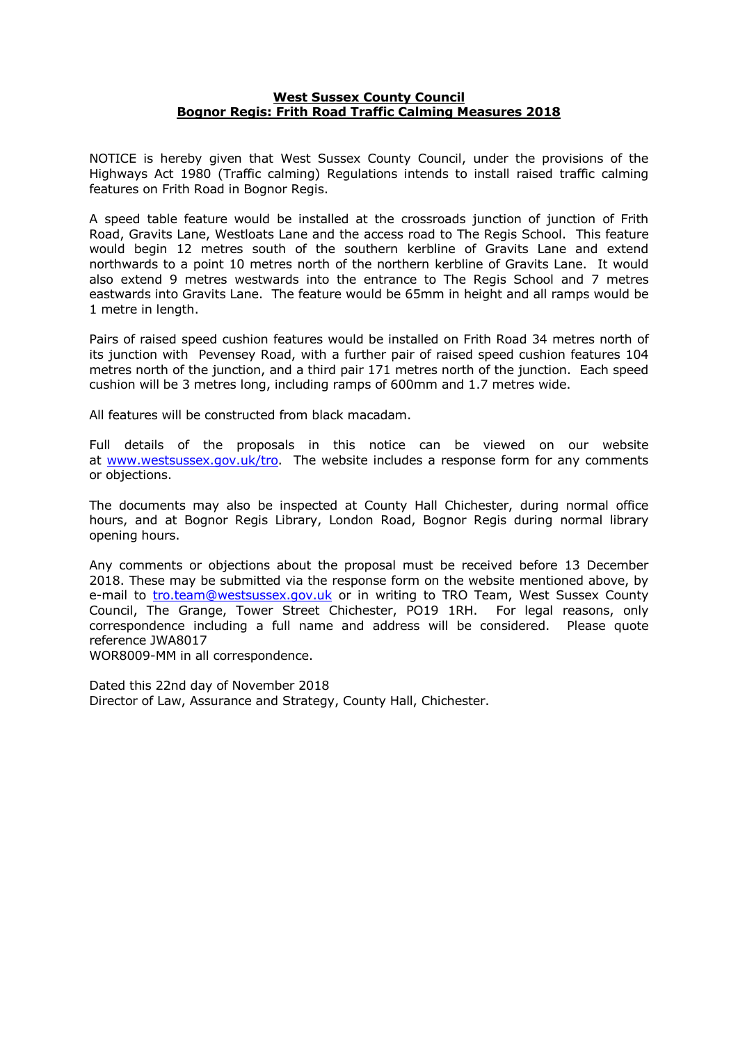**West Sussex County Council**
**Bognor Regis: Frith Road Traffic Calming Measures 2018**

NOTICE is hereby given that West Sussex County Council, under the provisions of the Highways Act 1980 (Traffic calming) Regulations intends to install raised traffic calming features on Frith Road in Bognor Regis.

A speed table feature would be installed at the crossroads junction of junction of Frith Road, Gravits Lane, Westloats Lane and the access road to The Regis School. This feature would begin 12 metres south of the southern kerbline of Gravits Lane and extend northwards to a point 10 metres north of the northern kerbline of Gravits Lane. It would also extend 9 metres westwards into the entrance to The Regis School and 7 metres eastwards into Gravits Lane. The feature would be 65mm in height and all ramps would be 1 metre in length.

Pairs of raised speed cushion features would be installed on Frith Road 34 metres north of its junction with Pevensey Road, with a further pair of raised speed cushion features 104 metres north of the junction, and a third pair 171 metres north of the junction. Each speed cushion will be 3 metres long, including ramps of 600mm and 1.7 metres wide.

All features will be constructed from black macadam.

Full details of the proposals in this notice can be viewed on our website at [www.westsussex.gov.uk/tro](www.westsussex.gov.uk/tro). The website includes a response form for any comments or objections.

The documents may also be inspected at County Hall Chichester, during normal office hours, and at Bognor Regis Library, London Road, Bognor Regis during normal library opening hours.

Any comments or objections about the proposal must be received before 13 December 2018. These may be submitted via the response form on the website mentioned above, by e-mail to [tro.team@westsussex.gov.uk](mailto:tro.team@westsussex.gov.uk) or in writing to TRO Team, West Sussex County Council, The Grange, Tower Street Chichester, PO19 1RH. For legal reasons, only correspondence including a full name and address will be considered. Please quote reference JWA8017
WOR8009-MM in all correspondence.

Dated this 22nd day of November 2018
Director of Law, Assurance and Strategy, County Hall, Chichester.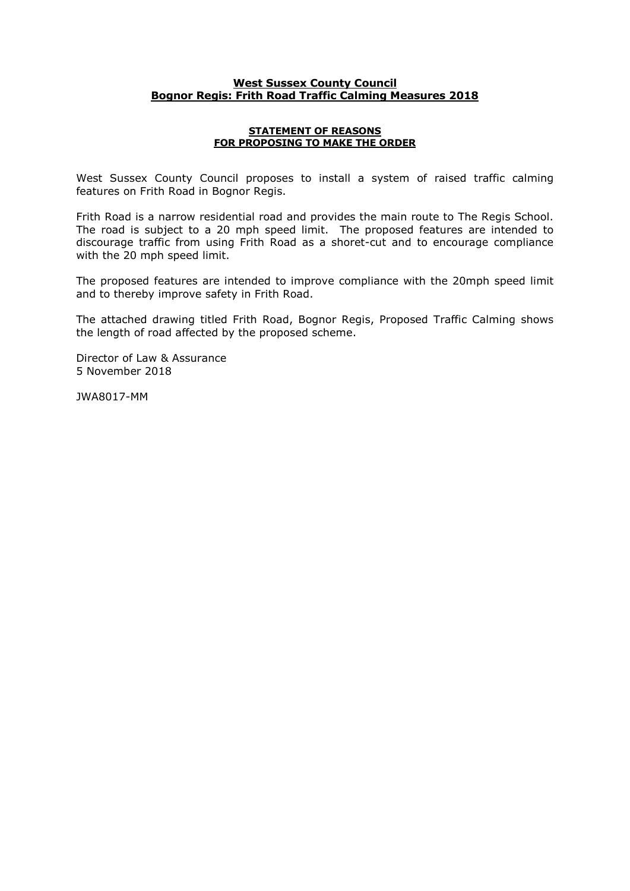**West Sussex County Council**
**Bognor Regis: Frith Road Traffic Calming Measures 2018**

**STATEMENT OF REASONS**
**FOR PROPOSING TO MAKE THE ORDER**

West Sussex County Council proposes to install a system of raised traffic calming features on Frith Road in Bognor Regis.

Frith Road is a narrow residential road and provides the main route to The Regis School. The road is subject to a 20 mph speed limit. The proposed features are intended to discourage traffic from using Frith Road as a shoret-cut and to encourage compliance with the 20 mph speed limit.

The proposed features are intended to improve compliance with the 20mph speed limit and to thereby improve safety in Frith Road.

The attached drawing titled Frith Road, Bognor Regis, Proposed Traffic Calming shows the length of road affected by the proposed scheme.

Director of Law & Assurance
5 November 2018

JWA8017-MM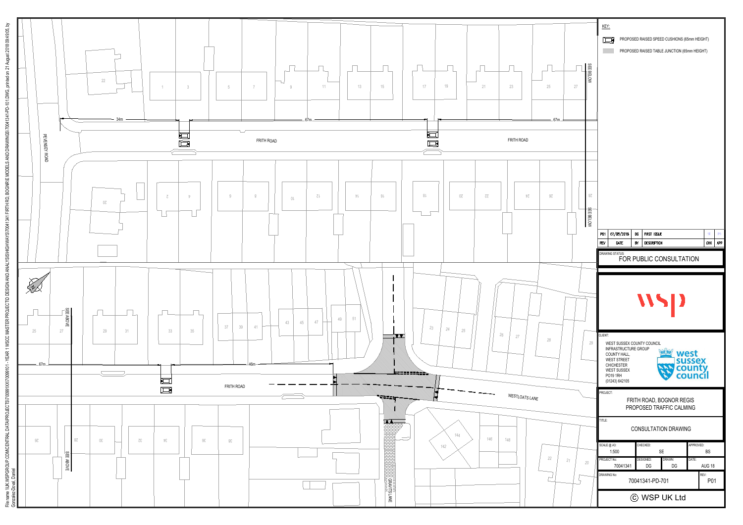KEY:

PROPOSED RAISED SPEED CUSHIONS (65mm HEIGHT)

PROPOSED RAISED TABLE JUNCTION (65mm HEIGHT)

| REV | DATE | BY | DESCRIPTION | CHK | APP |
|---|---|---|---|---|---|
| P01 | 07/08/2018 | DG | FIRST ISSUE | | |

DRAWING STATUS:

FOR PUBLIC CONSULTATION

wsp

CLIENT:

WEST SUSSEX COUNTY COUNCIL
INFRASTRUCTURE GROUP
COUNTY HALL
WEST STREET
CHICHESTER
WEST SUSSEX
PO19 1RH
(01243) 642105

west sussex county council

PROJECT:

FRITH ROAD, BOGNOR REGIS
PROPOSED TRAFFIC CALMING

TITLE:

CONSULTATION DRAWING

| SCALE @ A3: | CHECKED: | | APPROVED: |
|---|---|---|---|
| 1:500 | SE | | BS |
| PROJECT No: | DESIGNED: | DRAWN: | DATE: |
| 70041341 | DG | DG | AUG 18 |

DRAWING No: 70041341-PD-701 | REV: P01

© WSP UK Ltd

FRITH ROAD

PEVENSEY ROAD

WESTLOATS LANE

GRAVITS LANE

34m

67m

67m

46m

SEE BELOW

SEE ABOVE

File name: \\UK.WSPGROUP.COM\CENTRAL DATA\PROJECTS\70091XX\70091011 - YEAR 1 WSCC MASTER PROJECT\D DESIGN AND ANALYSIS\HIGHWAYS\70041341 FIRTH RD, BOGNOR\E MODELS AND DRAWINGS\70041341-PD-101.DWG, printed on 21 August 2018 09:49:05, by Gonzalez-Doval, Daniel